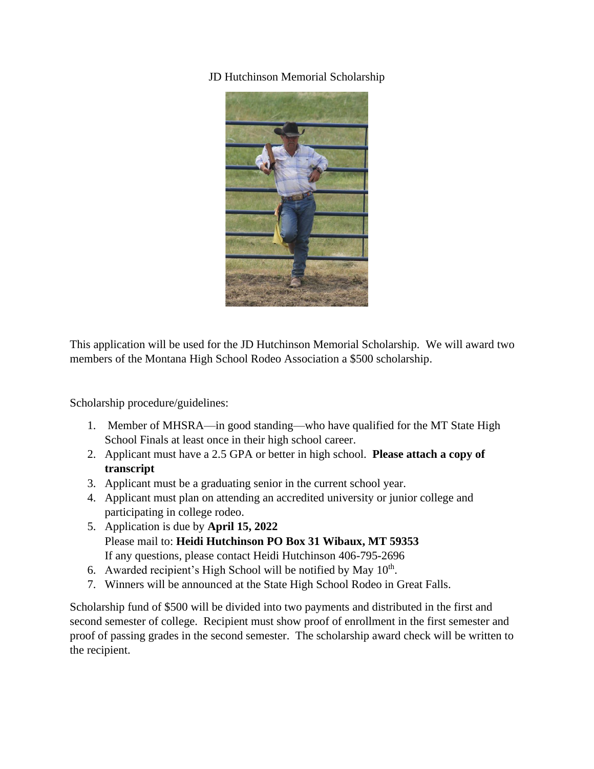# JD Hutchinson Memorial Scholarship

This application will be used for the JD Hutchinson Memorial Scholarship. We will award two members of the Montana High School Rodeo Association a $500 scholarship.

Scholarship procedure/guidelines:

1. Member of MHSRA—in good standing—who have qualified for the MT State High School Finals at least once in their high school career.
2. Applicant must have a 2.5 GPA or better in high school. **Please attach a copy of transcript**
3. Applicant must be a graduating senior in the current school year.
4. Applicant must plan on attending an accredited university or junior college and participating in college rodeo.
5. Application is due by **April 15, 2022**
   Please mail to: **Heidi Hutchinson PO Box 31 Wibaux, MT 59353**
   If any questions, please contact Heidi Hutchinson 406-795-2696
6. Awarded recipient's High School will be notified by May 10th.
7. Winners will be announced at the State High School Rodeo in Great Falls.

Scholarship fund of $500 will be divided into two payments and distributed in the first and second semester of college. Recipient must show proof of enrollment in the first semester and proof of passing grades in the second semester. The scholarship award check will be written to the recipient.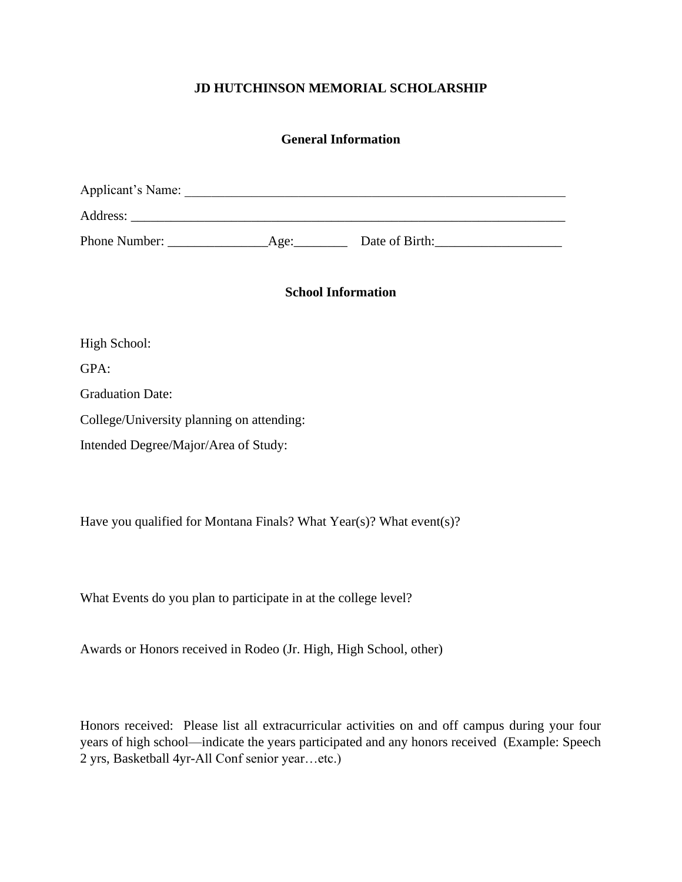**JD HUTCHINSON MEMORIAL SCHOLARSHIP**

**General Information**

Applicant's Name: ___________________________________________________________

Address: _________________________________________________________________

Phone Number: _______________Age:________ Date of Birth:___________________

**School Information**

High School:

GPA:

Graduation Date:

College/University planning on attending:

Intended Degree/Major/Area of Study:

Have you qualified for Montana Finals? What Year(s)? What event(s)?

What Events do you plan to participate in at the college level?

Awards or Honors received in Rodeo (Jr. High, High School, other)

Honors received: Please list all extracurricular activities on and off campus during your four years of high school—indicate the years participated and any honors received (Example: Speech 2 yrs, Basketball 4yr-All Conf senior year…etc.)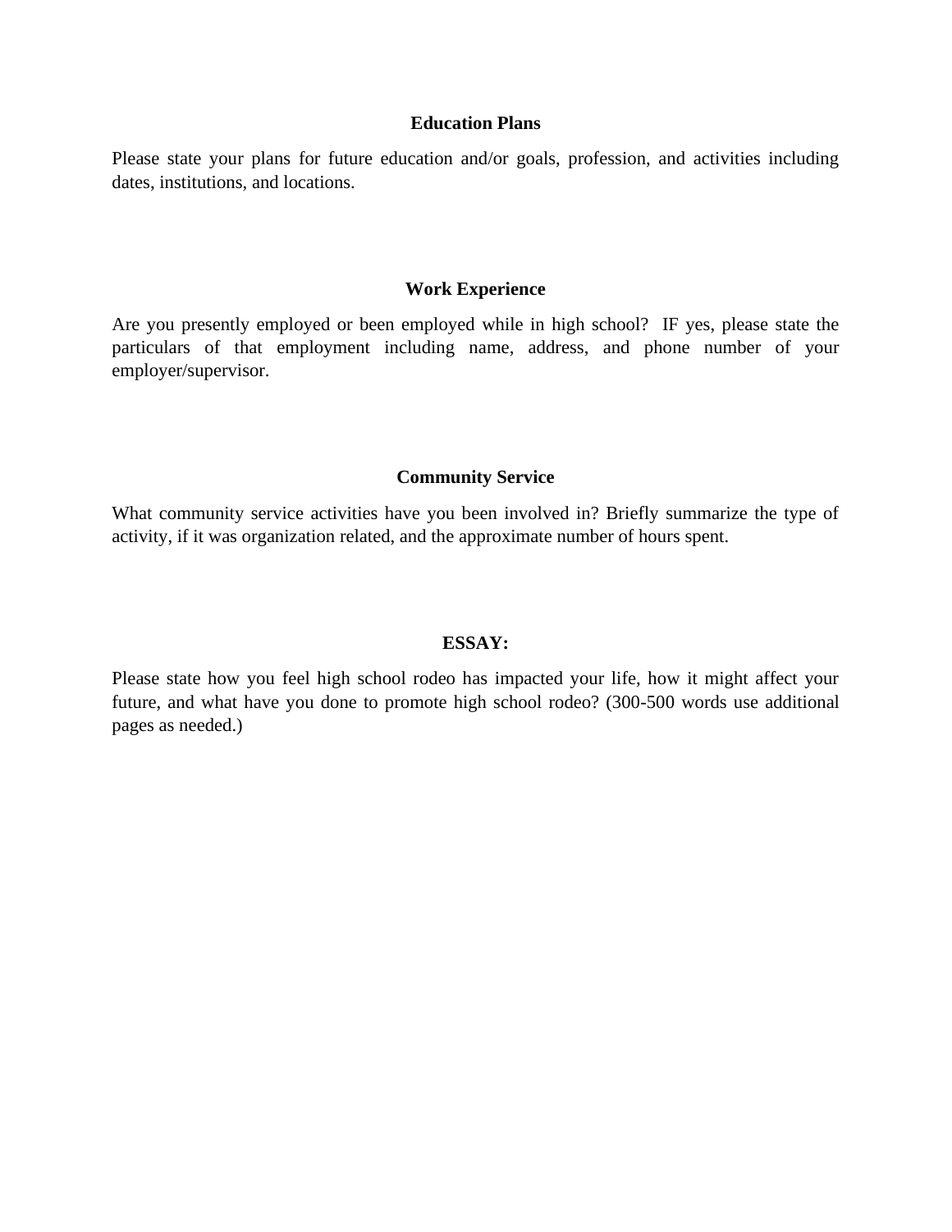## Education Plans

Please state your plans for future education and/or goals, profession, and activities including dates, institutions, and locations.

## Work Experience

Are you presently employed or been employed while in high school? IF yes, please state the particulars of that employment including name, address, and phone number of your employer/supervisor.

## Community Service

What community service activities have you been involved in? Briefly summarize the type of activity, if it was organization related, and the approximate number of hours spent.

## ESSAY:

Please state how you feel high school rodeo has impacted your life, how it might affect your future, and what have you done to promote high school rodeo? (300-500 words use additional pages as needed.)